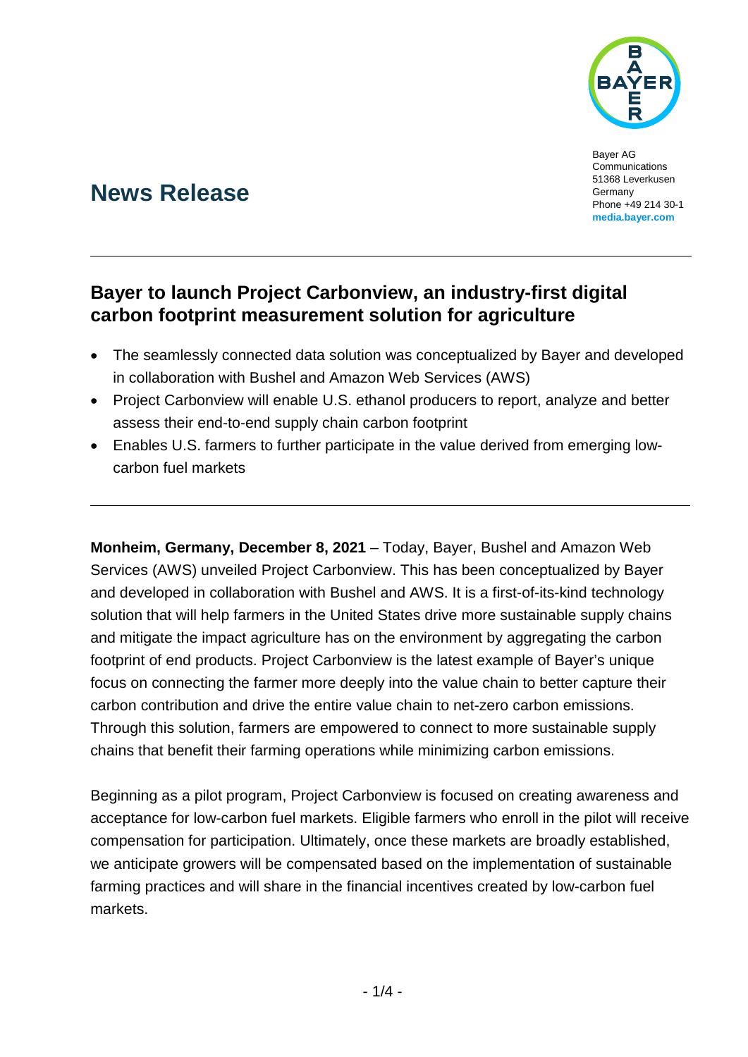Bayer AG
Communications
51368 Leverkusen
Germany
Phone +49 214 30-1
**media.bayer.com**

# News Release

## Bayer to launch Project Carbonview, an industry-first digital carbon footprint measurement solution for agriculture

- The seamlessly connected data solution was conceptualized by Bayer and developed in collaboration with Bushel and Amazon Web Services (AWS)
- Project Carbonview will enable U.S. ethanol producers to report, analyze and better assess their end-to-end supply chain carbon footprint
- Enables U.S. farmers to further participate in the value derived from emerging low-carbon fuel markets

**Monheim, Germany, December 8, 2021** – Today, Bayer, Bushel and Amazon Web Services (AWS) unveiled Project Carbonview. This has been conceptualized by Bayer and developed in collaboration with Bushel and AWS. It is a first-of-its-kind technology solution that will help farmers in the United States drive more sustainable supply chains and mitigate the impact agriculture has on the environment by aggregating the carbon footprint of end products. Project Carbonview is the latest example of Bayer's unique focus on connecting the farmer more deeply into the value chain to better capture their carbon contribution and drive the entire value chain to net-zero carbon emissions. Through this solution, farmers are empowered to connect to more sustainable supply chains that benefit their farming operations while minimizing carbon emissions.

Beginning as a pilot program, Project Carbonview is focused on creating awareness and acceptance for low-carbon fuel markets. Eligible farmers who enroll in the pilot will receive compensation for participation. Ultimately, once these markets are broadly established, we anticipate growers will be compensated based on the implementation of sustainable farming practices and will share in the financial incentives created by low-carbon fuel markets.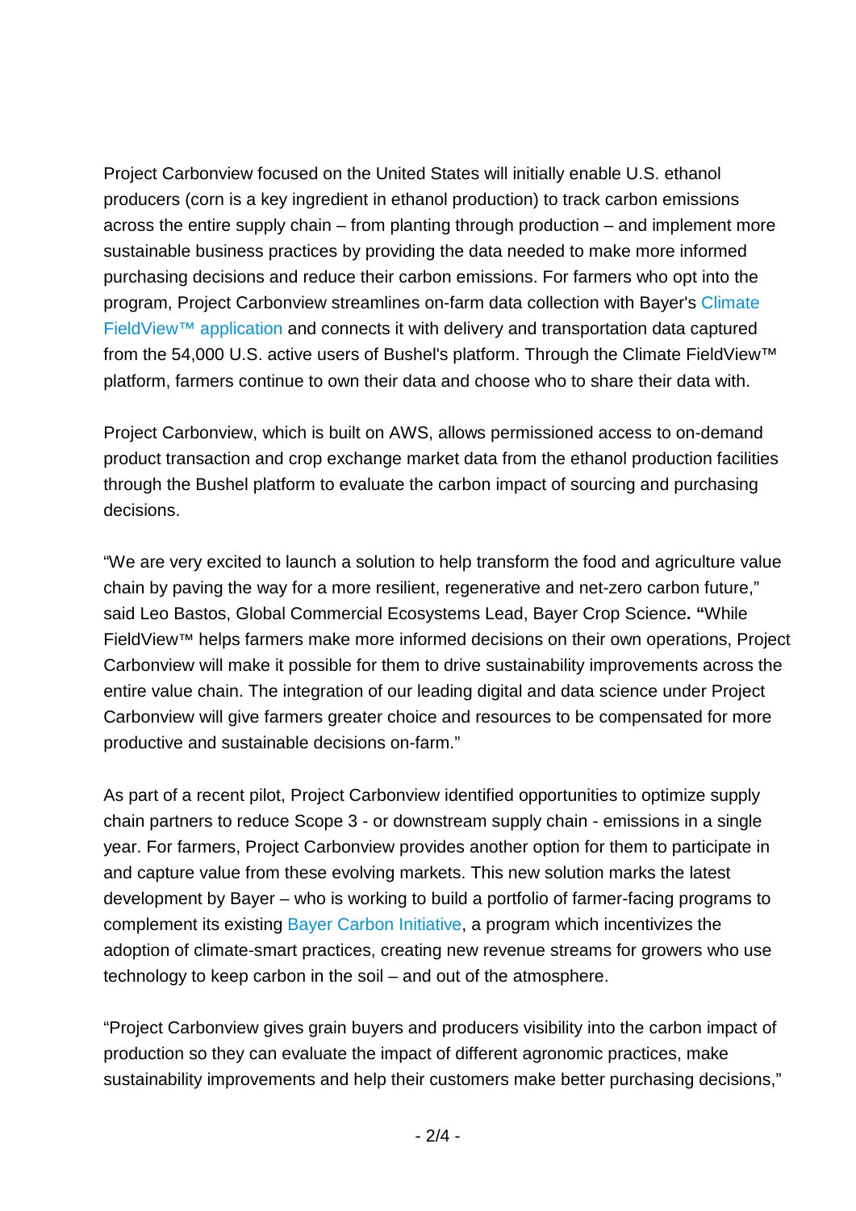Project Carbonview focused on the United States will initially enable U.S. ethanol producers (corn is a key ingredient in ethanol production) to track carbon emissions across the entire supply chain – from planting through production – and implement more sustainable business practices by providing the data needed to make more informed purchasing decisions and reduce their carbon emissions. For farmers who opt into the program, Project Carbonview streamlines on-farm data collection with Bayer's Climate FieldView™ application and connects it with delivery and transportation data captured from the 54,000 U.S. active users of Bushel's platform. Through the Climate FieldView™ platform, farmers continue to own their data and choose who to share their data with.

Project Carbonview, which is built on AWS, allows permissioned access to on-demand product transaction and crop exchange market data from the ethanol production facilities through the Bushel platform to evaluate the carbon impact of sourcing and purchasing decisions.

“We are very excited to launch a solution to help transform the food and agriculture value chain by paving the way for a more resilient, regenerative and net-zero carbon future,” said Leo Bastos, Global Commercial Ecosystems Lead, Bayer Crop Science**.** **“**While FieldView™ helps farmers make more informed decisions on their own operations, Project Carbonview will make it possible for them to drive sustainability improvements across the entire value chain. The integration of our leading digital and data science under Project Carbonview will give farmers greater choice and resources to be compensated for more productive and sustainable decisions on-farm.”

As part of a recent pilot, Project Carbonview identified opportunities to optimize supply chain partners to reduce Scope 3 - or downstream supply chain - emissions in a single year. For farmers, Project Carbonview provides another option for them to participate in and capture value from these evolving markets. This new solution marks the latest development by Bayer – who is working to build a portfolio of farmer-facing programs to complement its existing Bayer Carbon Initiative, a program which incentivizes the adoption of climate-smart practices, creating new revenue streams for growers who use technology to keep carbon in the soil – and out of the atmosphere.

“Project Carbonview gives grain buyers and producers visibility into the carbon impact of production so they can evaluate the impact of different agronomic practices, make sustainability improvements and help their customers make better purchasing decisions,”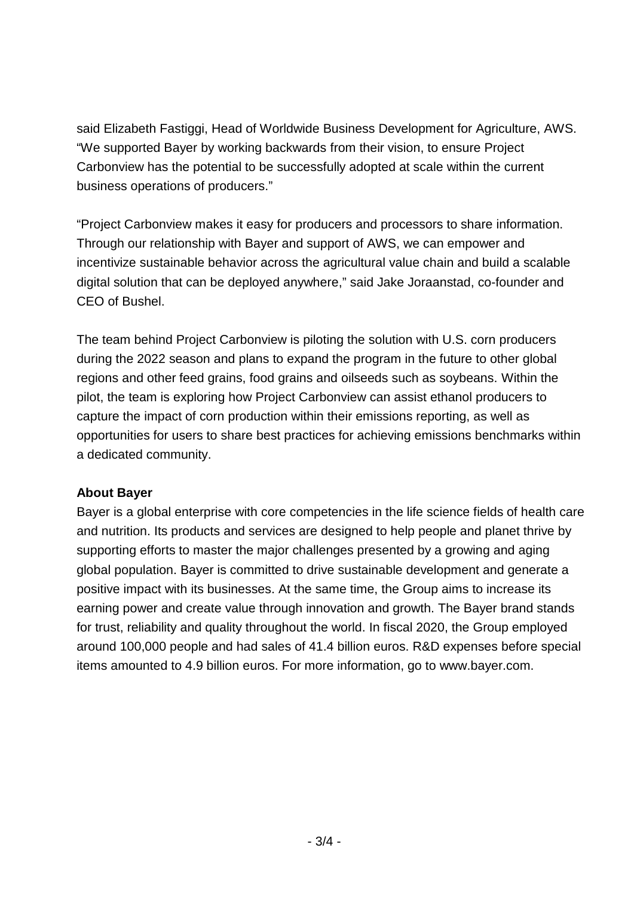said Elizabeth Fastiggi, Head of Worldwide Business Development for Agriculture, AWS. "We supported Bayer by working backwards from their vision, to ensure Project Carbonview has the potential to be successfully adopted at scale within the current business operations of producers."

"Project Carbonview makes it easy for producers and processors to share information. Through our relationship with Bayer and support of AWS, we can empower and incentivize sustainable behavior across the agricultural value chain and build a scalable digital solution that can be deployed anywhere," said Jake Joraanstad, co-founder and CEO of Bushel.

The team behind Project Carbonview is piloting the solution with U.S. corn producers during the 2022 season and plans to expand the program in the future to other global regions and other feed grains, food grains and oilseeds such as soybeans. Within the pilot, the team is exploring how Project Carbonview can assist ethanol producers to capture the impact of corn production within their emissions reporting, as well as opportunities for users to share best practices for achieving emissions benchmarks within a dedicated community.

**About Bayer**

Bayer is a global enterprise with core competencies in the life science fields of health care and nutrition. Its products and services are designed to help people and planet thrive by supporting efforts to master the major challenges presented by a growing and aging global population. Bayer is committed to drive sustainable development and generate a positive impact with its businesses. At the same time, the Group aims to increase its earning power and create value through innovation and growth. The Bayer brand stands for trust, reliability and quality throughout the world. In fiscal 2020, the Group employed around 100,000 people and had sales of 41.4 billion euros. R&D expenses before special items amounted to 4.9 billion euros. For more information, go to www.bayer.com.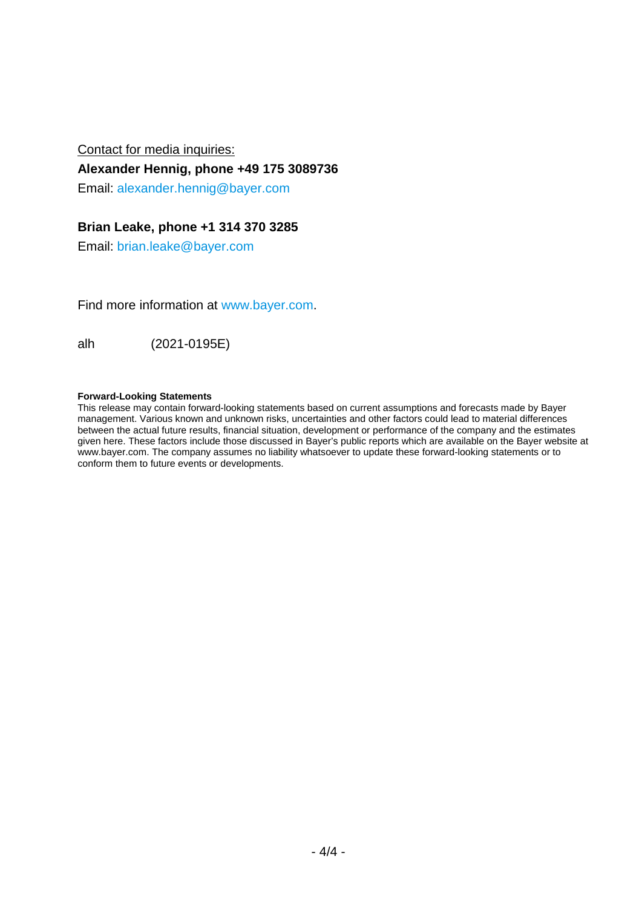<u>Contact for media inquiries:</u>

**Alexander Hennig, phone +49 175 3089736**

Email: alexander.hennig@bayer.com

**Brian Leake, phone +1 314 370 3285**

Email: brian.leake@bayer.com

Find more information at www.bayer.com.

alh (2021-0195E)

**Forward-Looking Statements**

This release may contain forward-looking statements based on current assumptions and forecasts made by Bayer management. Various known and unknown risks, uncertainties and other factors could lead to material differences between the actual future results, financial situation, development or performance of the company and the estimates given here. These factors include those discussed in Bayer's public reports which are available on the Bayer website at www.bayer.com. The company assumes no liability whatsoever to update these forward-looking statements or to conform them to future events or developments.